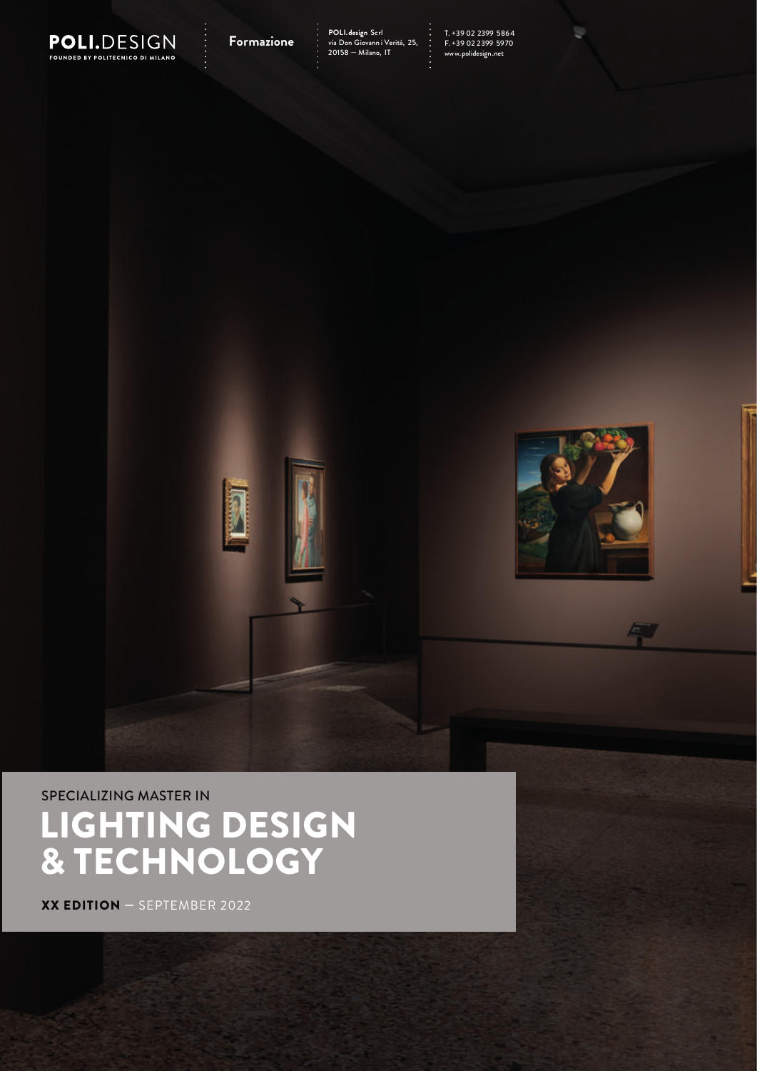**POLI.**DESIGN
FOUNDED BY POLITECNICO DI MILANO

**Formazione**

**POLI.design** Scrl
via Don Giovanni Verità, 25,
20158 — Milano, IT

T. +39 02 2399 5864
F. +39 02 2399 5970
www.polidesign.net

SPECIALIZING MASTER IN

# LIGHTING DESIGN & TECHNOLOGY

**XX EDITION** — SEPTEMBER 2022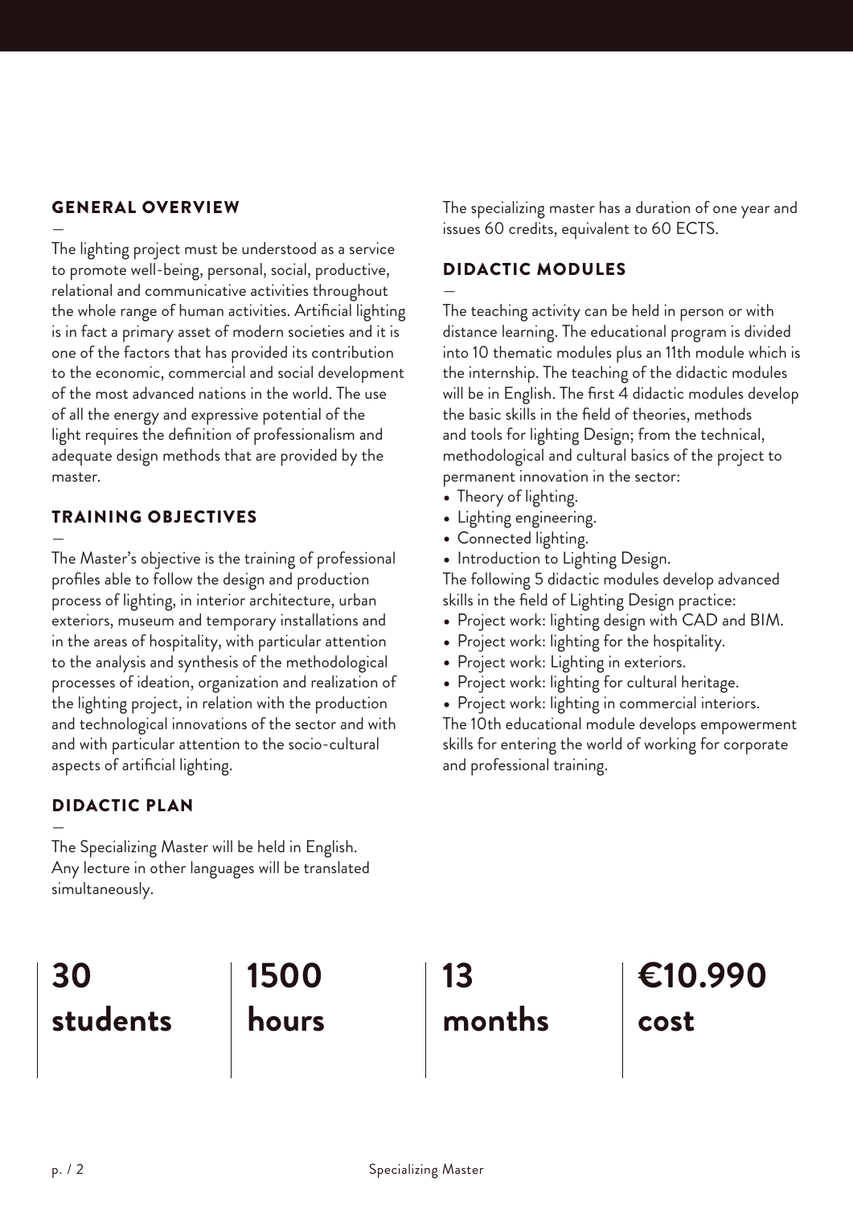## GENERAL OVERVIEW

—

The lighting project must be understood as a service to promote well-being, personal, social, productive, relational and communicative activities throughout the whole range of human activities. Artificial lighting is in fact a primary asset of modern societies and it is one of the factors that has provided its contribution to the economic, commercial and social development of the most advanced nations in the world. The use of all the energy and expressive potential of the light requires the definition of professionalism and adequate design methods that are provided by the master.

## TRAINING OBJECTIVES

—

The Master's objective is the training of professional profiles able to follow the design and production process of lighting, in interior architecture, urban exteriors, museum and temporary installations and in the areas of hospitality, with particular attention to the analysis and synthesis of the methodological processes of ideation, organization and realization of the lighting project, in relation with the production and technological innovations of the sector and with and with particular attention to the socio-cultural aspects of artificial lighting.

## DIDACTIC PLAN

—

The Specializing Master will be held in English. Any lecture in other languages will be translated simultaneously.

The specializing master has a duration of one year and issues 60 credits, equivalent to 60 ECTS.

## DIDACTIC MODULES

—

The teaching activity can be held in person or with distance learning. The educational program is divided into 10 thematic modules plus an 11th module which is the internship. The teaching of the didactic modules will be in English. The first 4 didactic modules develop the basic skills in the field of theories, methods and tools for lighting Design; from the technical, methodological and cultural basics of the project to permanent innovation in the sector:

- Theory of lighting.
- Lighting engineering.
- Connected lighting.
- Introduction to Lighting Design.

The following 5 didactic modules develop advanced skills in the field of Lighting Design practice:

- Project work: lighting design with CAD and BIM.
- Project work: lighting for the hospitality.
- Project work: Lighting in exteriors.
- Project work: lighting for cultural heritage.
- Project work: lighting in commercial interiors.

The 10th educational module develops empowerment skills for entering the world of working for corporate and professional training.

**30 students**

**1500 hours**

**13 months**

**€10.990 cost**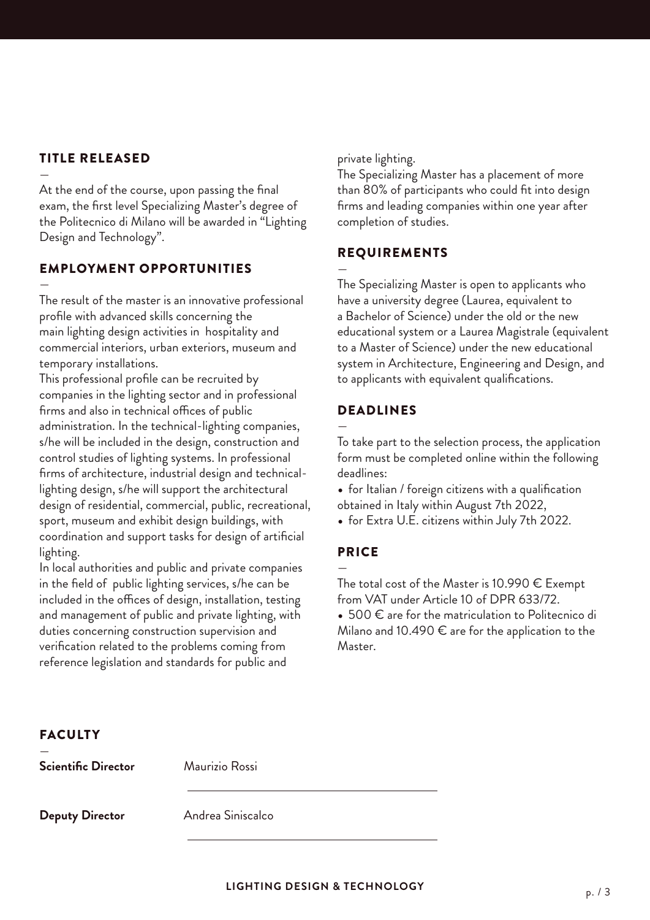## TITLE RELEASED

At the end of the course, upon passing the final exam, the first level Specializing Master's degree of the Politecnico di Milano will be awarded in "Lighting Design and Technology".

## EMPLOYMENT OPPORTUNITIES

The result of the master is an innovative professional profile with advanced skills concerning the main lighting design activities in hospitality and commercial interiors, urban exteriors, museum and temporary installations.

This professional profile can be recruited by companies in the lighting sector and in professional firms and also in technical offices of public administration. In the technical-lighting companies, s/he will be included in the design, construction and control studies of lighting systems. In professional firms of architecture, industrial design and technical-lighting design, s/he will support the architectural design of residential, commercial, public, recreational, sport, museum and exhibit design buildings, with coordination and support tasks for design of artificial lighting.

In local authorities and public and private companies in the field of public lighting services, s/he can be included in the offices of design, installation, testing and management of public and private lighting, with duties concerning construction supervision and verification related to the problems coming from reference legislation and standards for public and private lighting.

The Specializing Master has a placement of more than 80% of participants who could fit into design firms and leading companies within one year after completion of studies.

## REQUIREMENTS

The Specializing Master is open to applicants who have a university degree (Laurea, equivalent to a Bachelor of Science) under the old or the new educational system or a Laurea Magistrale (equivalent to a Master of Science) under the new educational system in Architecture, Engineering and Design, and to applicants with equivalent qualifications.

## DEADLINES

To take part to the selection process, the application form must be completed online within the following deadlines:

- for Italian / foreign citizens with a qualification obtained in Italy within August 7th 2022,
- for Extra U.E. citizens within July 7th 2022.

## PRICE

The total cost of the Master is 10.990 € Exempt from VAT under Article 10 of DPR 633/72.

- 500 € are for the matriculation to Politecnico di Milano and 10.490 € are for the application to the Master.

## FACULTY

**Scientific Director** Maurizio Rossi

**Deputy Director** Andrea Siniscalco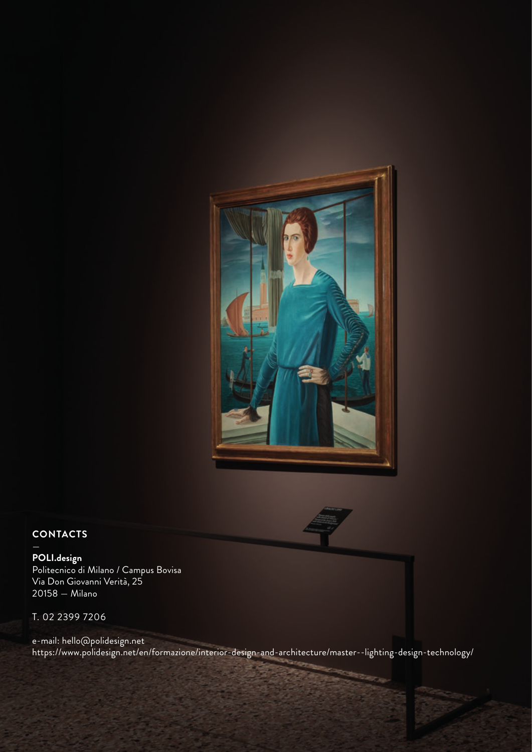## CONTACTS

—

**POLI.design**
Politecnico di Milano / Campus Bovisa
Via Don Giovanni Verità, 25
20158 — Milano

T. 02 2399 7206

e-mail: hello@polidesign.net
https://www.polidesign.net/en/formazione/interior-design-and-architecture/master--lighting-design-technology/